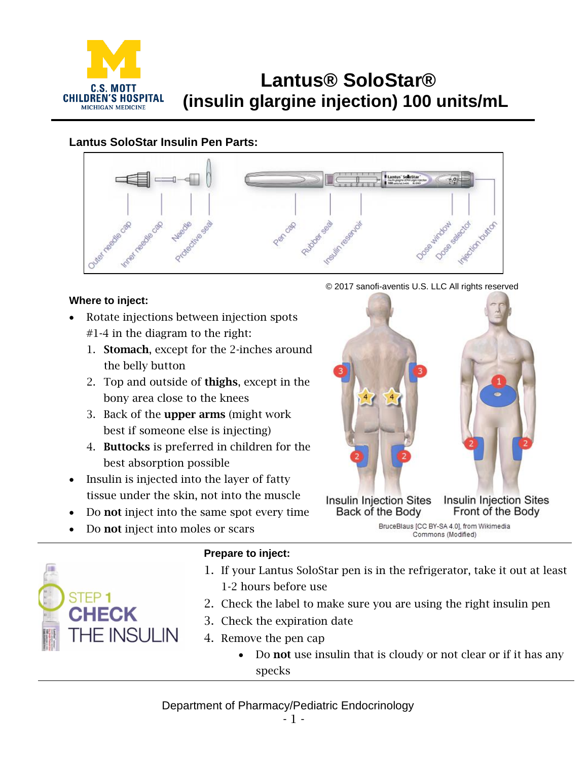# Lantus® SoloStar® (insulin glargine injection) 100 units/mL

### Lantus SoloStar Insulin Pen Parts:

Outer needle cap, Inner needle cap, Needle, Protective seal, Pen cap, Rubber seal, Insulin reservoir, Dose window, Dose selector, Injection button

© 2017 sanofi-aventis U.S. LLC All rights reserved

### Where to inject:

- Rotate injections between injection spots #1-4 in the diagram to the right:
  1. **Stomach**, except for the 2-inches around the belly button
  2. Top and outside of **thighs**, except in the bony area close to the knees
  3. Back of the **upper arms** (might work best if someone else is injecting)
  4. **Buttocks** is preferred in children for the best absorption possible
- Insulin is injected into the layer of fatty tissue under the skin, not into the muscle
- Do **not** inject into the same spot every time
- Do **not** inject into moles or scars

Insulin Injection Sites Back of the Body

Insulin Injection Sites Front of the Body

BruceBlaus [CC BY-SA 4.0], from Wikimedia Commons (Modified)

---

STEP 1 CHECK THE INSULIN

### Prepare to inject:

1. If your Lantus SoloStar pen is in the refrigerator, take it out at least 1-2 hours before use
2. Check the label to make sure you are using the right insulin pen
3. Check the expiration date
4. Remove the pen cap
   - Do **not** use insulin that is cloudy or not clear or if it has any specks

Department of Pharmacy/Pediatric Endocrinology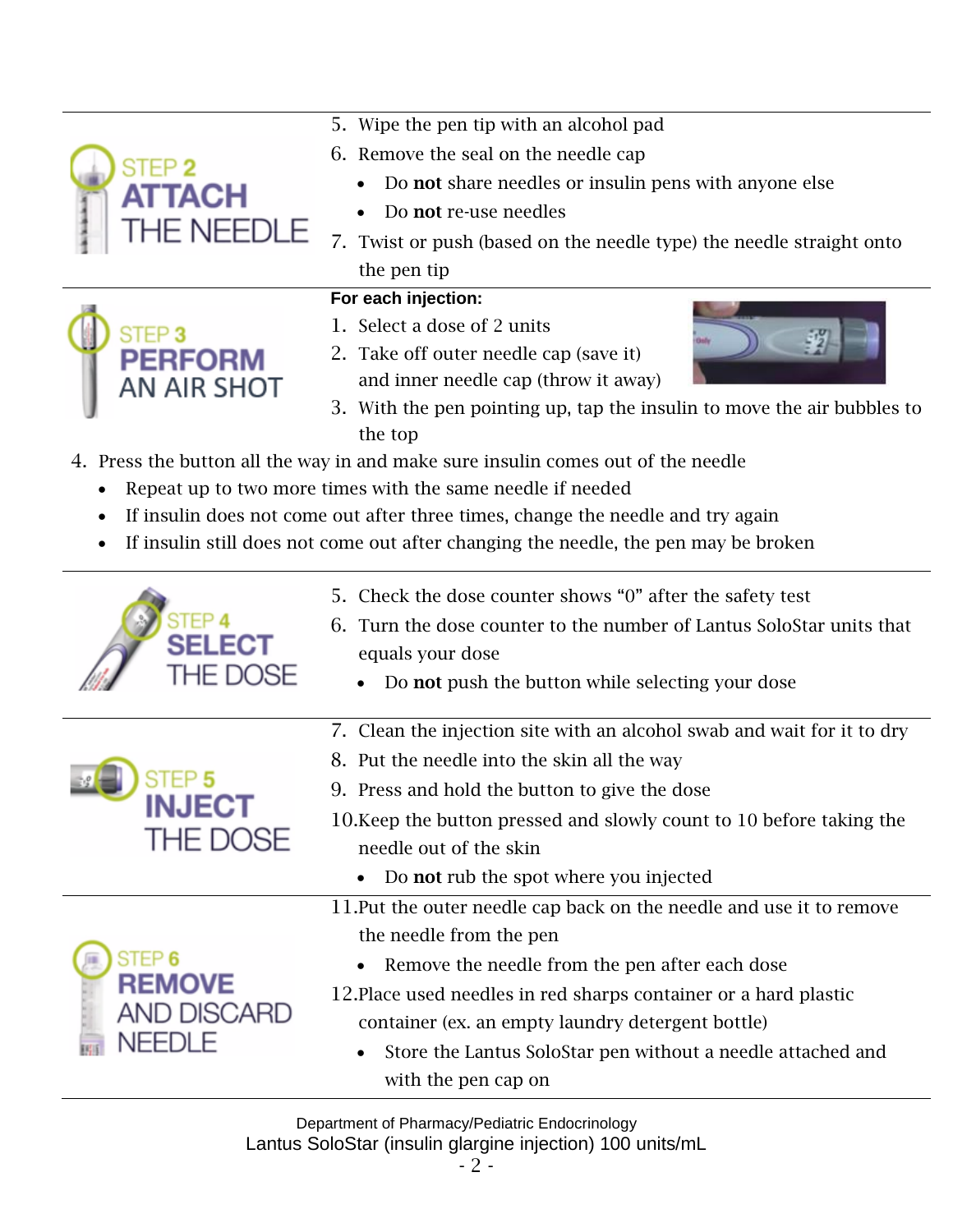## STEP 2 ATTACH THE NEEDLE

5. Wipe the pen tip with an alcohol pad
6. Remove the seal on the needle cap
   - Do **not** share needles or insulin pens with anyone else
   - Do **not** re-use needles
7. Twist or push (based on the needle type) the needle straight onto the pen tip

## STEP 3 PERFORM AN AIR SHOT

**For each injection:**

1. Select a dose of 2 units
2. Take off outer needle cap (save it) and inner needle cap (throw it away)
3. With the pen pointing up, tap the insulin to move the air bubbles to the top
4. Press the button all the way in and make sure insulin comes out of the needle
   - Repeat up to two more times with the same needle if needed
   - If insulin does not come out after three times, change the needle and try again
   - If insulin still does not come out after changing the needle, the pen may be broken

## STEP 4 SELECT THE DOSE

5. Check the dose counter shows “0” after the safety test
6. Turn the dose counter to the number of Lantus SoloStar units that equals your dose
   - Do **not** push the button while selecting your dose

## STEP 5 INJECT THE DOSE

7. Clean the injection site with an alcohol swab and wait for it to dry
8. Put the needle into the skin all the way
9. Press and hold the button to give the dose
10. Keep the button pressed and slowly count to 10 before taking the needle out of the skin
    - Do **not** rub the spot where you injected

## STEP 6 REMOVE AND DISCARD NEEDLE

11. Put the outer needle cap back on the needle and use it to remove the needle from the pen
    - Remove the needle from the pen after each dose
12. Place used needles in red sharps container or a hard plastic container (ex. an empty laundry detergent bottle)
    - Store the Lantus SoloStar pen without a needle attached and with the pen cap on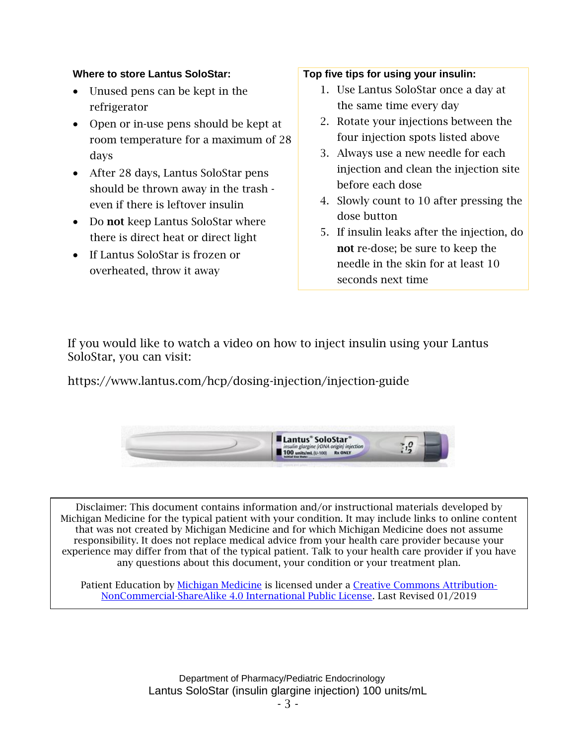**Where to store Lantus SoloStar:**

- Unused pens can be kept in the refrigerator
- Open or in-use pens should be kept at room temperature for a maximum of 28 days
- After 28 days, Lantus SoloStar pens should be thrown away in the trash - even if there is leftover insulin
- Do **not** keep Lantus SoloStar where there is direct heat or direct light
- If Lantus SoloStar is frozen or overheated, throw it away

**Top five tips for using your insulin:**

1. Use Lantus SoloStar once a day at the same time every day
2. Rotate your injections between the four injection spots listed above
3. Always use a new needle for each injection and clean the injection site before each dose
4. Slowly count to 10 after pressing the dose button
5. If insulin leaks after the injection, do **not** re-dose; be sure to keep the needle in the skin for at least 10 seconds next time

If you would like to watch a video on how to inject insulin using your Lantus SoloStar, you can visit:

https://www.lantus.com/hcp/dosing-injection/injection-guide

Disclaimer: This document contains information and/or instructional materials developed by Michigan Medicine for the typical patient with your condition. It may include links to online content that was not created by Michigan Medicine and for which Michigan Medicine does not assume responsibility. It does not replace medical advice from your health care provider because your experience may differ from that of the typical patient. Talk to your health care provider if you have any questions about this document, your condition or your treatment plan.

Patient Education by [Michigan Medicine](Michigan Medicine) is licensed under a [Creative Commons Attribution-NonCommercial-ShareAlike 4.0 International Public License](Creative Commons Attribution-NonCommercial-ShareAlike 4.0 International Public License). Last Revised 01/2019

Department of Pharmacy/Pediatric Endocrinology
Lantus SoloStar (insulin glargine injection) 100 units/mL